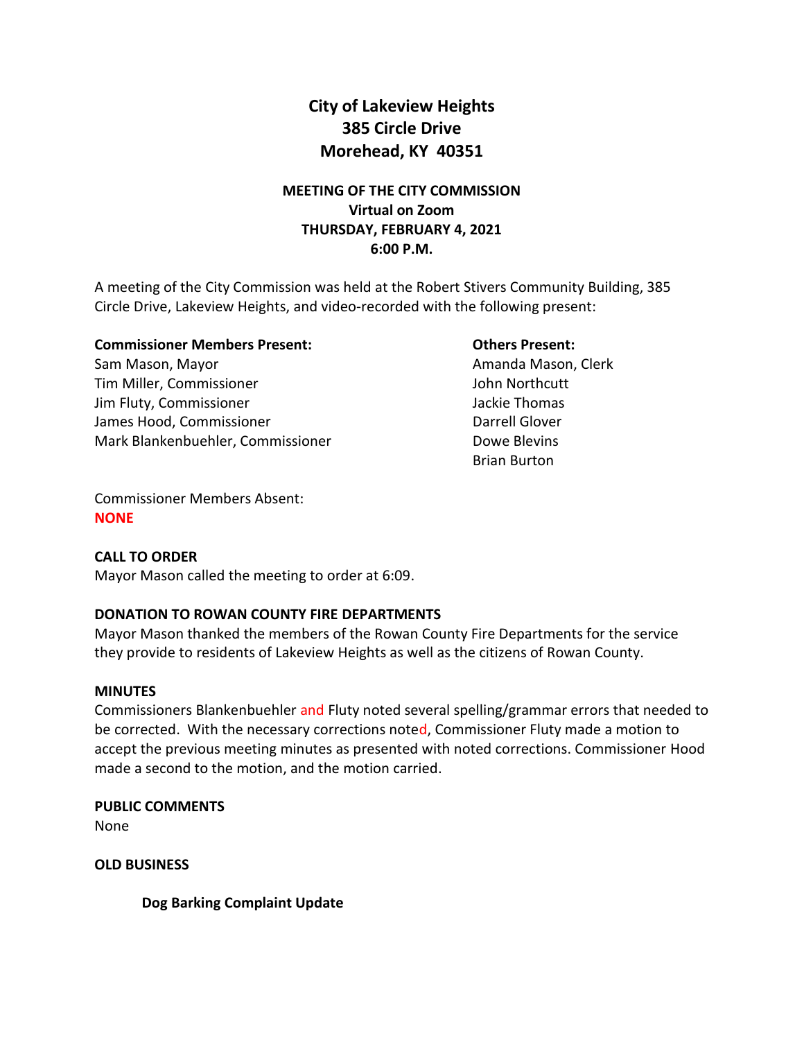# City of Lakeview Heights
## 385 Circle Drive
## Morehead, KY 40351

### MEETING OF THE CITY COMMISSION
### Virtual on Zoom
### THURSDAY, FEBRUARY 4, 2021
### 6:00 P.M.

A meeting of the City Commission was held at the Robert Stivers Community Building, 385 Circle Drive, Lakeview Heights, and video-recorded with the following present:

**Commissioner Members Present:**
Sam Mason, Mayor
Tim Miller, Commissioner
Jim Fluty, Commissioner
James Hood, Commissioner
Mark Blankenbuehler, Commissioner

**Others Present:**
Amanda Mason, Clerk
John Northcutt
Jackie Thomas
Darrell Glover
Dowe Blevins
Brian Burton

Commissioner Members Absent:
**NONE**

**CALL TO ORDER**
Mayor Mason called the meeting to order at 6:09.

**DONATION TO ROWAN COUNTY FIRE DEPARTMENTS**
Mayor Mason thanked the members of the Rowan County Fire Departments for the service they provide to residents of Lakeview Heights as well as the citizens of Rowan County.

**MINUTES**
Commissioners Blankenbuehler and Fluty noted several spelling/grammar errors that needed to be corrected. With the necessary corrections noted, Commissioner Fluty made a motion to accept the previous meeting minutes as presented with noted corrections. Commissioner Hood made a second to the motion, and the motion carried.

**PUBLIC COMMENTS**
None

**OLD BUSINESS**

**Dog Barking Complaint Update**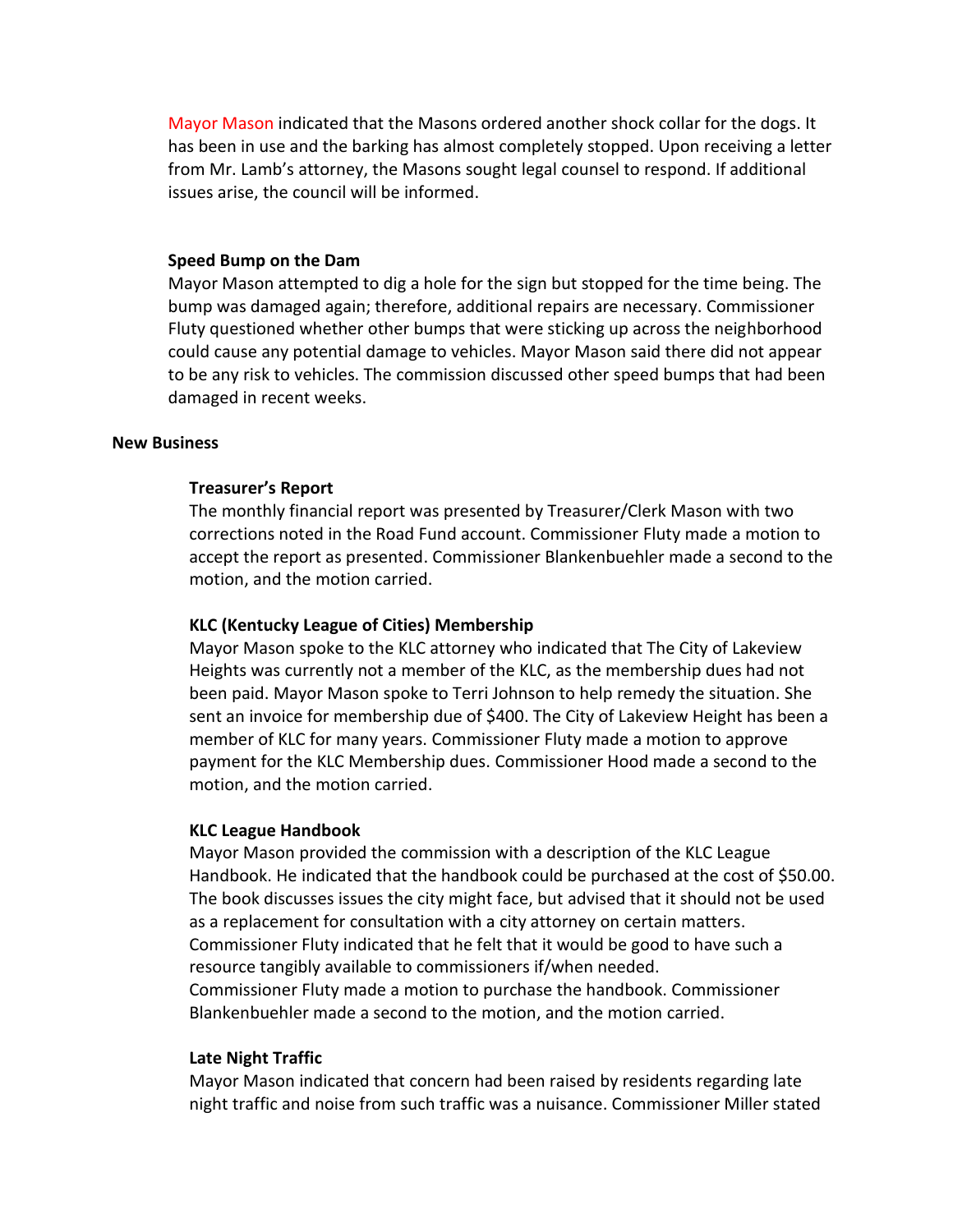Mayor Mason indicated that the Masons ordered another shock collar for the dogs. It has been in use and the barking has almost completely stopped. Upon receiving a letter from Mr. Lamb's attorney, the Masons sought legal counsel to respond. If additional issues arise, the council will be informed.

**Speed Bump on the Dam**

Mayor Mason attempted to dig a hole for the sign but stopped for the time being. The bump was damaged again; therefore, additional repairs are necessary. Commissioner Fluty questioned whether other bumps that were sticking up across the neighborhood could cause any potential damage to vehicles. Mayor Mason said there did not appear to be any risk to vehicles. The commission discussed other speed bumps that had been damaged in recent weeks.

**New Business**

**Treasurer's Report**

The monthly financial report was presented by Treasurer/Clerk Mason with two corrections noted in the Road Fund account. Commissioner Fluty made a motion to accept the report as presented. Commissioner Blankenbuehler made a second to the motion, and the motion carried.

**KLC (Kentucky League of Cities) Membership**

Mayor Mason spoke to the KLC attorney who indicated that The City of Lakeview Heights was currently not a member of the KLC, as the membership dues had not been paid. Mayor Mason spoke to Terri Johnson to help remedy the situation. She sent an invoice for membership due of $400. The City of Lakeview Height has been a member of KLC for many years. Commissioner Fluty made a motion to approve payment for the KLC Membership dues. Commissioner Hood made a second to the motion, and the motion carried.

**KLC League Handbook**

Mayor Mason provided the commission with a description of the KLC League Handbook. He indicated that the handbook could be purchased at the cost of $50.00. The book discusses issues the city might face, but advised that it should not be used as a replacement for consultation with a city attorney on certain matters. Commissioner Fluty indicated that he felt that it would be good to have such a resource tangibly available to commissioners if/when needed.
Commissioner Fluty made a motion to purchase the handbook. Commissioner Blankenbuehler made a second to the motion, and the motion carried.

**Late Night Traffic**

Mayor Mason indicated that concern had been raised by residents regarding late night traffic and noise from such traffic was a nuisance. Commissioner Miller stated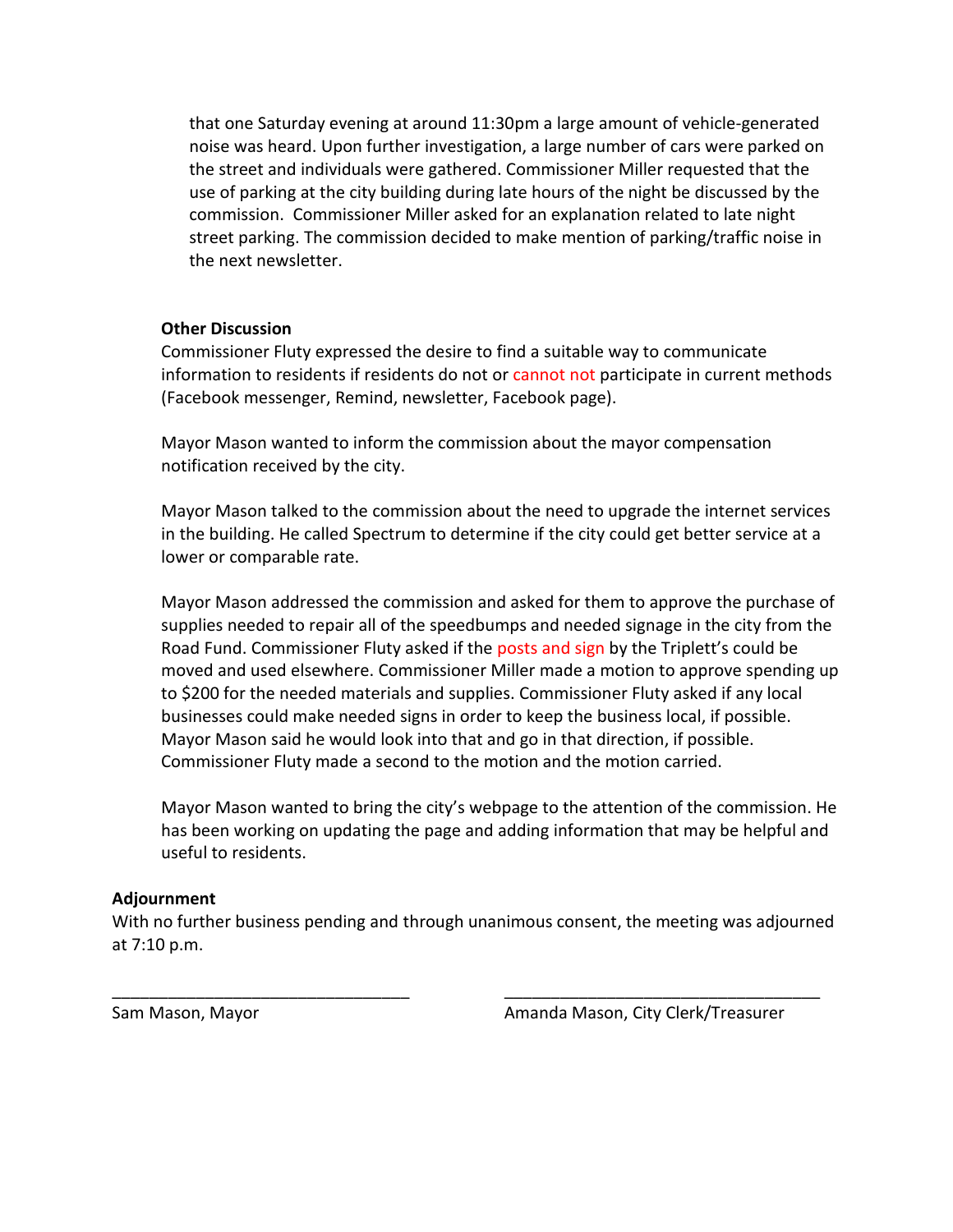that one Saturday evening at around 11:30pm a large amount of vehicle-generated noise was heard. Upon further investigation, a large number of cars were parked on the street and individuals were gathered. Commissioner Miller requested that the use of parking at the city building during late hours of the night be discussed by the commission. Commissioner Miller asked for an explanation related to late night street parking. The commission decided to make mention of parking/traffic noise in the next newsletter.

**Other Discussion**

Commissioner Fluty expressed the desire to find a suitable way to communicate information to residents if residents do not or cannot not participate in current methods (Facebook messenger, Remind, newsletter, Facebook page).

Mayor Mason wanted to inform the commission about the mayor compensation notification received by the city.

Mayor Mason talked to the commission about the need to upgrade the internet services in the building. He called Spectrum to determine if the city could get better service at a lower or comparable rate.

Mayor Mason addressed the commission and asked for them to approve the purchase of supplies needed to repair all of the speedbumps and needed signage in the city from the Road Fund. Commissioner Fluty asked if the posts and sign by the Triplett's could be moved and used elsewhere. Commissioner Miller made a motion to approve spending up to $200 for the needed materials and supplies. Commissioner Fluty asked if any local businesses could make needed signs in order to keep the business local, if possible. Mayor Mason said he would look into that and go in that direction, if possible. Commissioner Fluty made a second to the motion and the motion carried.

Mayor Mason wanted to bring the city's webpage to the attention of the commission. He has been working on updating the page and adding information that may be helpful and useful to residents.

**Adjournment**

With no further business pending and through unanimous consent, the meeting was adjourned at 7:10 p.m.

_________________________________ &nbsp;&nbsp;&nbsp;&nbsp; ___________________________________

Sam Mason, Mayor &nbsp;&nbsp;&nbsp;&nbsp; Amanda Mason, City Clerk/Treasurer